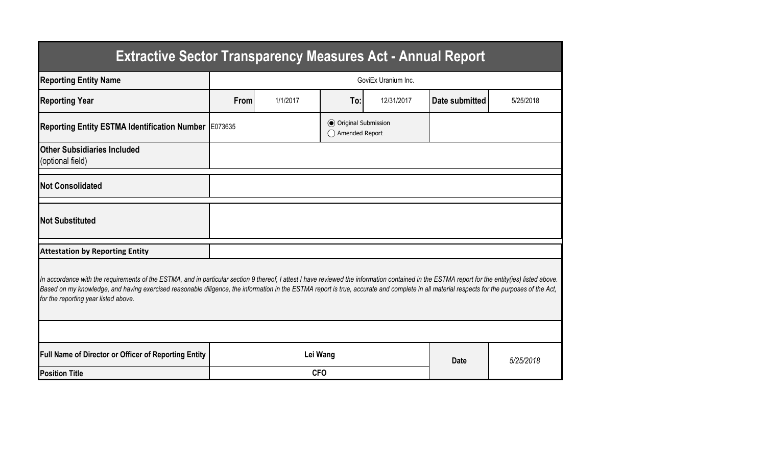# Extractive Sector Transparency Measures Act - Annual Report

| | | | | | | |
|---|---|---|---|---|---|---|
| **Reporting Entity Name** | GoviEx Uranium Inc. | | | | | |
| **Reporting Year** | **From** | 1/1/2017 | **To:** | 12/31/2017 | **Date submitted** | 5/25/2018 |
| **Reporting Entity ESTMA Identification Number** | E073635 | | ◉ Original Submission ○ Amended Report | | | |
| **Other Subsidiaries Included** (optional field) | | | | | | |
| **Not Consolidated** | | | | | | |
| **Not Substituted** | | | | | | |

**Attestation by Reporting Entity**

*In accordance with the requirements of the ESTMA, and in particular section 9 thereof, I attest I have reviewed the information contained in the ESTMA report for the entity(ies) listed above. Based on my knowledge, and having exercised reasonable diligence, the information in the ESTMA report is true, accurate and complete in all material respects for the purposes of the Act, for the reporting year listed above.*

| | | | |
|---|---|---|---|
| **Full Name of Director or Officer of Reporting Entity** | **Lei Wang** | **Date** | *5/25/2018* |
| **Position Title** | **CFO** | | |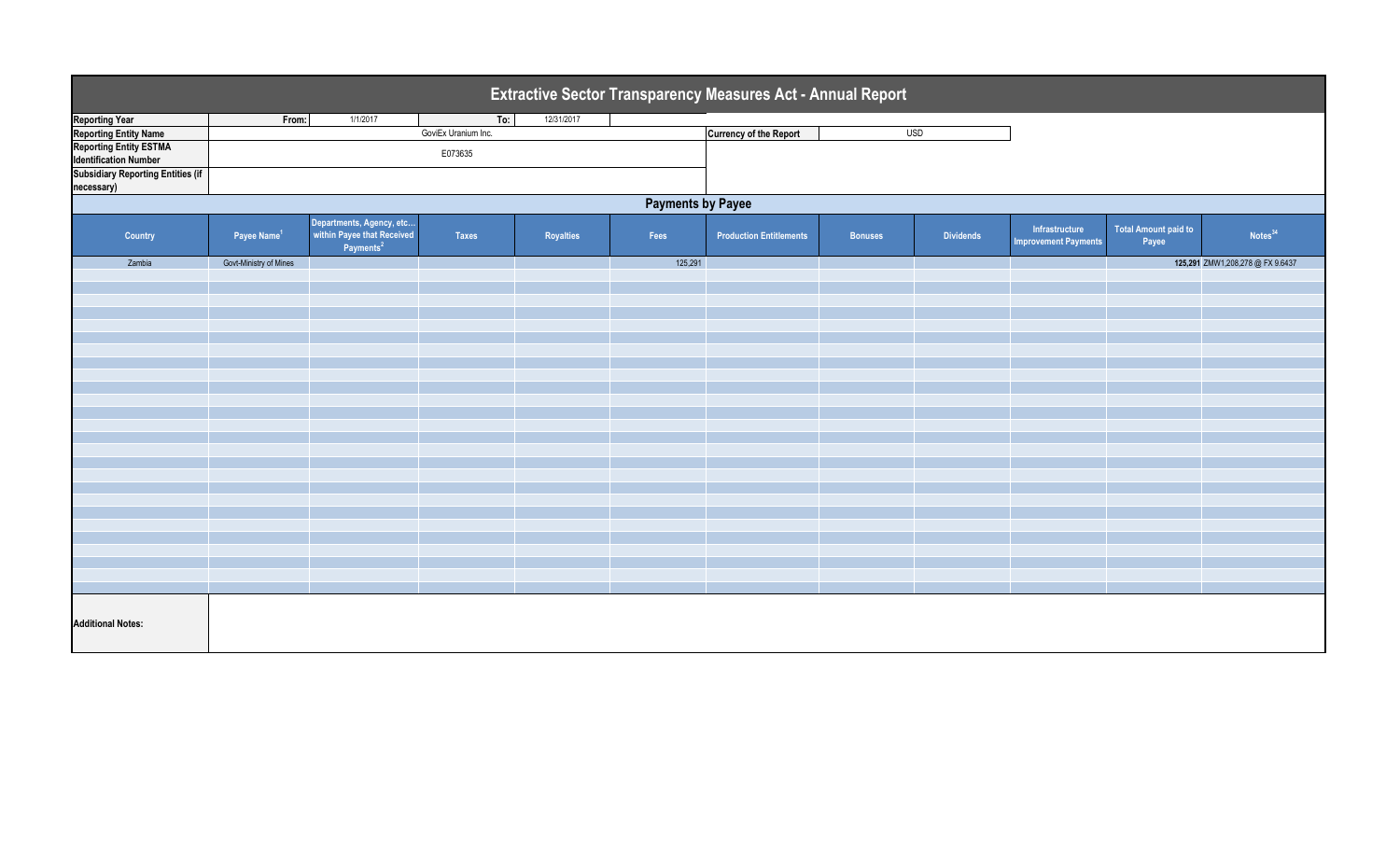# Extractive Sector Transparency Measures Act - Annual Report

| | | | | |
|---|---|---|---|---|
| **Reporting Year** | From: | 1/1/2017 | To: | 12/31/2017 |
| **Reporting Entity Name** | GoviEx Uranium Inc. | | **Currency of the Report** | USD |
| **Reporting Entity ESTMA Identification Number** | E073635 | | | |
| **Subsidiary Reporting Entities (if necessary)** | | | | |

## Payments by Payee

| Country | Payee Name[1] | Departments, Agency, etc... within Payee that Received Payments[2] | Taxes | Royalties | Fees | Production Entitlements | Bonuses | Dividends | Infrastructure Improvement Payments | Total Amount paid to Payee | Notes[34] |
|---|---|---|---|---|---|---|---|---|---|---|---|
| Zambia | Govt-Ministry of Mines | | | | 125,291 | | | | | **125,291** | ZMW1,208,278 @ FX 9.6437 |

**Additional Notes:**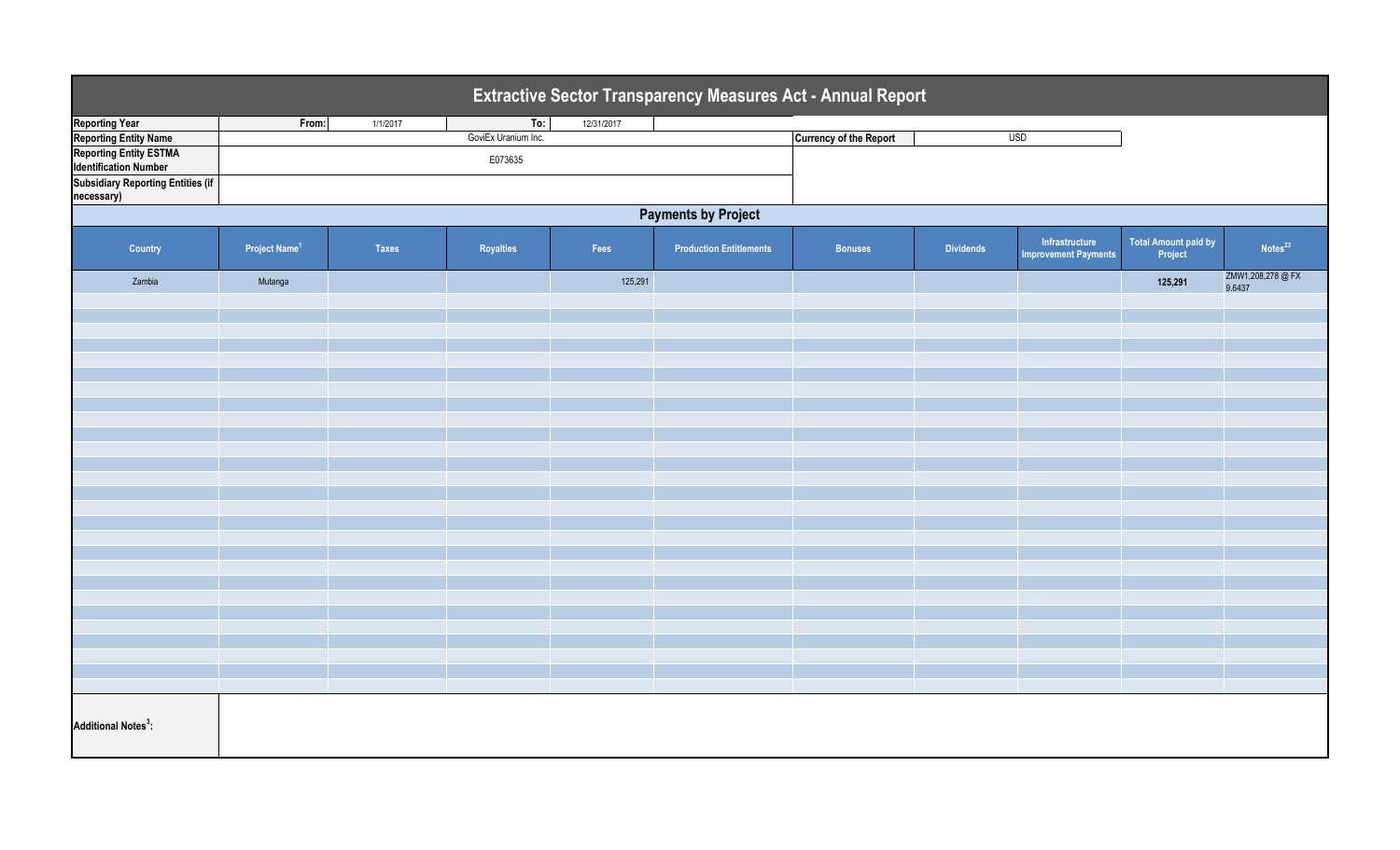# Extractive Sector Transparency Measures Act - Annual Report

| | | | | |
|---|---|---|---|---|
| **Reporting Year** | From: | 1/1/2017 | To: | 12/31/2017 |
| **Reporting Entity Name** | GoviEx Uranium Inc. | | **Currency of the Report** | USD |
| **Reporting Entity ESTMA Identification Number** | E073635 | | | |
| **Subsidiary Reporting Entities (if necessary)** | | | | |

## Payments by Project

| Country | Project Name[1] | Taxes | Royalties | Fees | Production Entitlements | Bonuses | Dividends | Infrastructure Improvement Payments | Total Amount paid by Project | Notes[23] |
|---|---|---|---|---|---|---|---|---|---|---|
| Zambia | Mutanga | | | 125,291 | | | | | **125,291** | ZMW1,208,278 @ FX 9.6437 |

**Additional Notes[3]:**